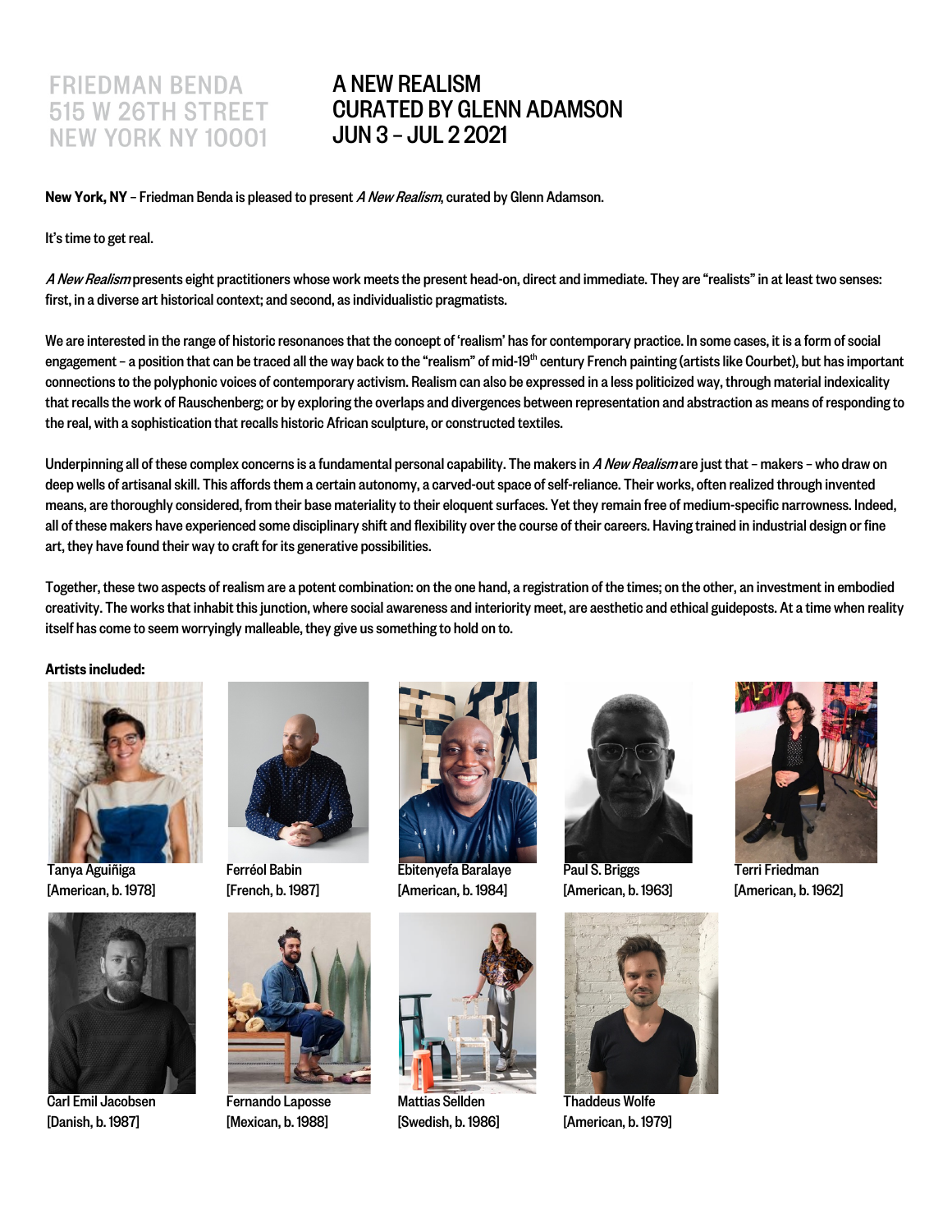FRIEDMAN BENDA
515 W 26TH STREET
NEW YORK NY 10001

# A NEW REALISM
# CURATED BY GLENN ADAMSON
# JUN 3 – JUL 2 2021

**New York, NY** – Friedman Benda is pleased to present *A New Realism*, curated by Glenn Adamson.

It's time to get real.

*A New Realism* presents eight practitioners whose work meets the present head-on, direct and immediate. They are "realists" in at least two senses: first, in a diverse art historical context; and second, as individualistic pragmatists.

We are interested in the range of historic resonances that the concept of 'realism' has for contemporary practice. In some cases, it is a form of social engagement – a position that can be traced all the way back to the "realism" of mid-19th century French painting (artists like Courbet), but has important connections to the polyphonic voices of contemporary activism. Realism can also be expressed in a less politicized way, through material indexicality that recalls the work of Rauschenberg; or by exploring the overlaps and divergences between representation and abstraction as means of responding to the real, with a sophistication that recalls historic African sculpture, or constructed textiles.

Underpinning all of these complex concerns is a fundamental personal capability. The makers in *A New Realism* are just that – makers – who draw on deep wells of artisanal skill. This affords them a certain autonomy, a carved-out space of self-reliance. Their works, often realized through invented means, are thoroughly considered, from their base materiality to their eloquent surfaces. Yet they remain free of medium-specific narrowness. Indeed, all of these makers have experienced some disciplinary shift and flexibility over the course of their careers. Having trained in industrial design or fine art, they have found their way to craft for its generative possibilities.

Together, these two aspects of realism are a potent combination: on the one hand, a registration of the times; on the other, an investment in embodied creativity. The works that inhabit this junction, where social awareness and interiority meet, are aesthetic and ethical guideposts. At a time when reality itself has come to seem worryingly malleable, they give us something to hold on to.

**Artists included:**

Tanya Aguiñiga
[American, b. 1978]

Ferréol Babin
[French, b. 1987]

Ebitenyefa Baralaye
[American, b. 1984]

Paul S. Briggs
[American, b. 1963]

Terri Friedman
[American, b. 1962]

Carl Emil Jacobsen
[Danish, b. 1987]

Fernando Laposse
[Mexican, b. 1988]

Mattias Sellden
[Swedish, b. 1986]

Thaddeus Wolfe
[American, b. 1979]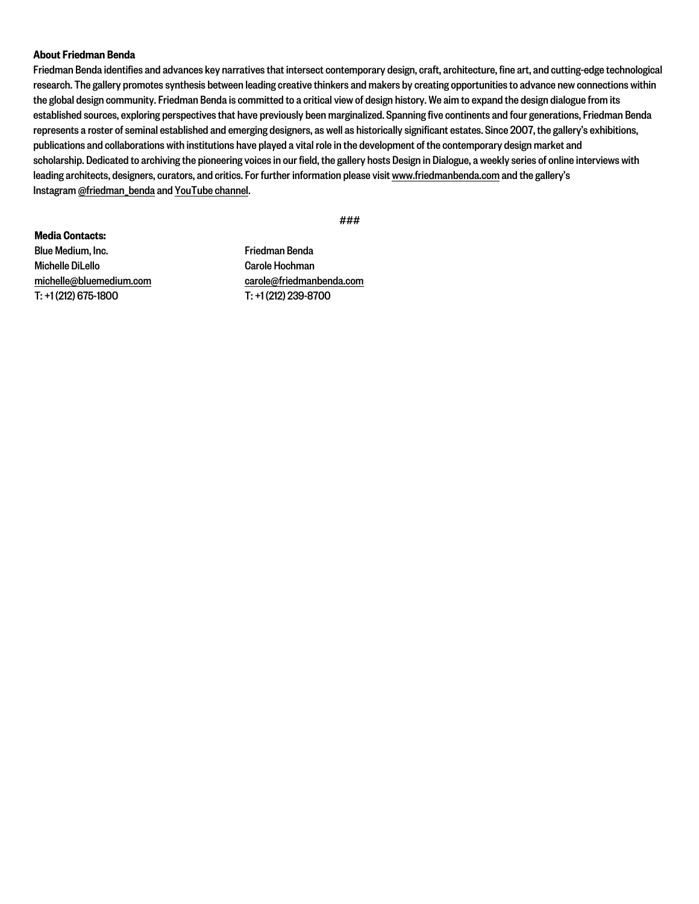**About Friedman Benda**

Friedman Benda identifies and advances key narratives that intersect contemporary design, craft, architecture, fine art, and cutting-edge technological research. The gallery promotes synthesis between leading creative thinkers and makers by creating opportunities to advance new connections within the global design community. Friedman Benda is committed to a critical view of design history. We aim to expand the design dialogue from its established sources, exploring perspectives that have previously been marginalized. Spanning five continents and four generations, Friedman Benda represents a roster of seminal established and emerging designers, as well as historically significant estates. Since 2007, the gallery's exhibitions, publications and collaborations with institutions have played a vital role in the development of the contemporary design market and scholarship. Dedicated to archiving the pioneering voices in our field, the gallery hosts Design in Dialogue, a weekly series of online interviews with leading architects, designers, curators, and critics. For further information please visit www.friedmanbenda.com and the gallery's Instagram @friedman_benda and YouTube channel.

###

**Media Contacts:**

Blue Medium, Inc.
Michelle DiLello
michelle@bluemedium.com
T: +1 (212) 675-1800

Friedman Benda
Carole Hochman
carole@friedmanbenda.com
T: +1 (212) 239-8700